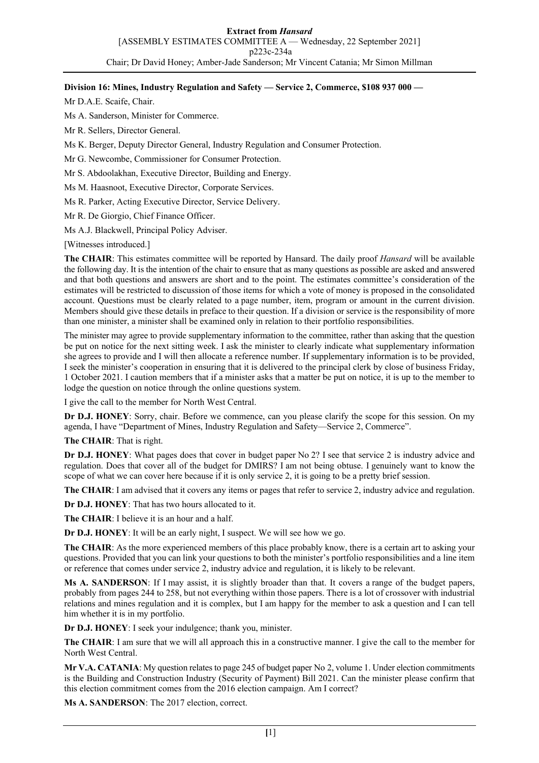**Division 16: Mines, Industry Regulation and Safety — Service 2, Commerce, $108 937 000 —**

Mr D.A.E. Scaife, Chair.

Ms A. Sanderson, Minister for Commerce.

Mr R. Sellers, Director General.

Ms K. Berger, Deputy Director General, Industry Regulation and Consumer Protection.

Mr G. Newcombe, Commissioner for Consumer Protection.

Mr S. Abdoolakhan, Executive Director, Building and Energy.

Ms M. Haasnoot, Executive Director, Corporate Services.

Ms R. Parker, Acting Executive Director, Service Delivery.

Mr R. De Giorgio, Chief Finance Officer.

Ms A.J. Blackwell, Principal Policy Adviser.

[Witnesses introduced.]

**The CHAIR**: This estimates committee will be reported by Hansard. The daily proof *Hansard* will be available the following day. It is the intention of the chair to ensure that as many questions as possible are asked and answered and that both questions and answers are short and to the point. The estimates committee's consideration of the estimates will be restricted to discussion of those items for which a vote of money is proposed in the consolidated account. Questions must be clearly related to a page number, item, program or amount in the current division. Members should give these details in preface to their question. If a division or service is the responsibility of more than one minister, a minister shall be examined only in relation to their portfolio responsibilities.

The minister may agree to provide supplementary information to the committee, rather than asking that the question be put on notice for the next sitting week. I ask the minister to clearly indicate what supplementary information she agrees to provide and I will then allocate a reference number. If supplementary information is to be provided, I seek the minister's cooperation in ensuring that it is delivered to the principal clerk by close of business Friday, 1 October 2021. I caution members that if a minister asks that a matter be put on notice, it is up to the member to lodge the question on notice through the online questions system.

I give the call to the member for North West Central.

**Dr D.J. HONEY**: Sorry, chair. Before we commence, can you please clarify the scope for this session. On my agenda, I have "Department of Mines, Industry Regulation and Safety—Service 2, Commerce".

**The CHAIR**: That is right.

**Dr D.J. HONEY**: What pages does that cover in budget paper No 2? I see that service 2 is industry advice and regulation. Does that cover all of the budget for DMIRS? I am not being obtuse. I genuinely want to know the scope of what we can cover here because if it is only service 2, it is going to be a pretty brief session.

**The CHAIR**: I am advised that it covers any items or pages that refer to service 2, industry advice and regulation.

**Dr D.J. HONEY**: That has two hours allocated to it.

**The CHAIR**: I believe it is an hour and a half.

**Dr D.J. HONEY**: It will be an early night, I suspect. We will see how we go.

**The CHAIR**: As the more experienced members of this place probably know, there is a certain art to asking your questions. Provided that you can link your questions to both the minister's portfolio responsibilities and a line item or reference that comes under service 2, industry advice and regulation, it is likely to be relevant.

**Ms A. SANDERSON**: If I may assist, it is slightly broader than that. It covers a range of the budget papers, probably from pages 244 to 258, but not everything within those papers. There is a lot of crossover with industrial relations and mines regulation and it is complex, but I am happy for the member to ask a question and I can tell him whether it is in my portfolio.

**Dr D.J. HONEY**: I seek your indulgence; thank you, minister.

**The CHAIR**: I am sure that we will all approach this in a constructive manner. I give the call to the member for North West Central.

**Mr V.A. CATANIA**: My question relates to page 245 of budget paper No 2, volume 1. Under election commitments is the Building and Construction Industry (Security of Payment) Bill 2021. Can the minister please confirm that this election commitment comes from the 2016 election campaign. Am I correct?

**Ms A. SANDERSON**: The 2017 election, correct.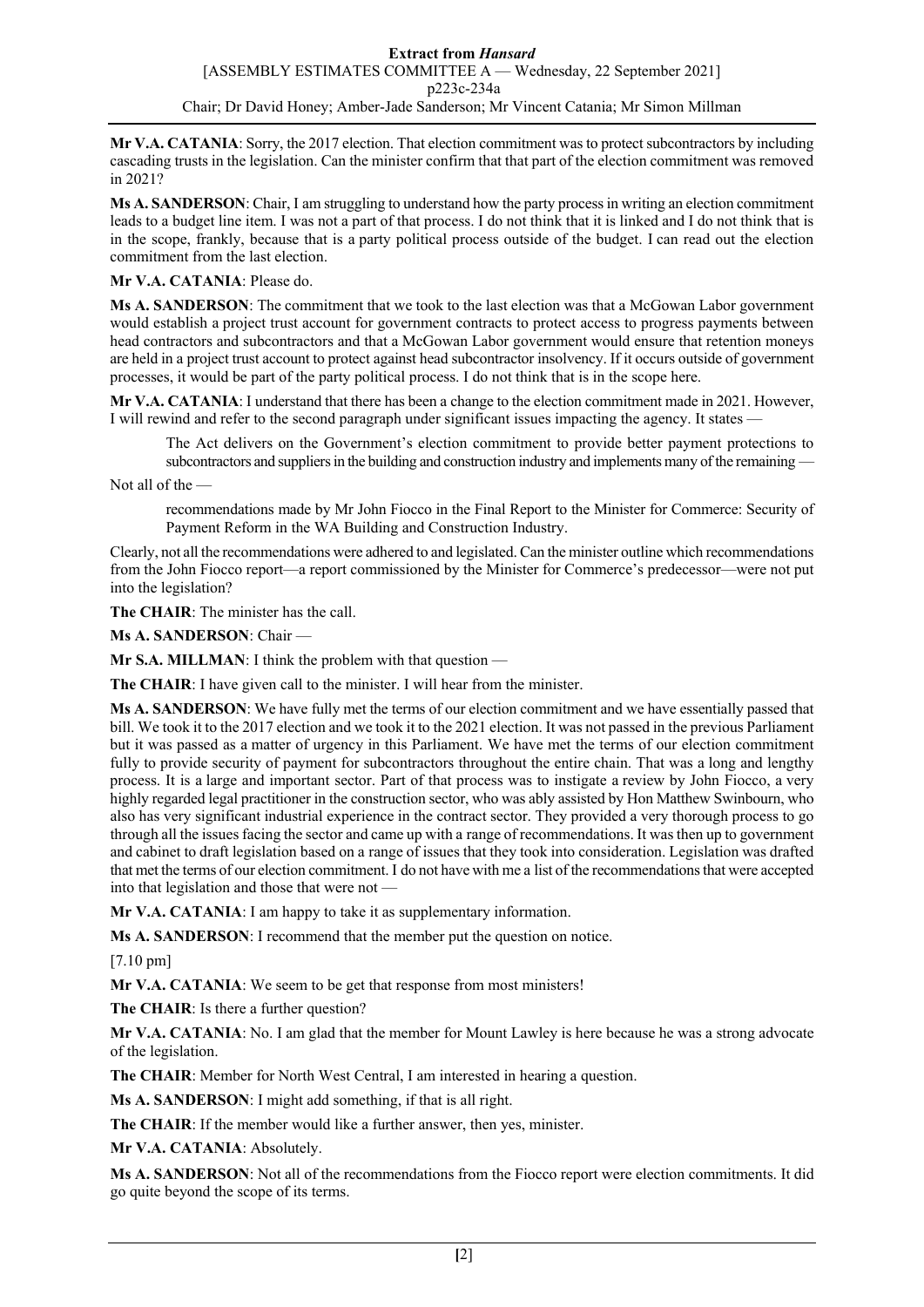**Mr V.A. CATANIA**: Sorry, the 2017 election. That election commitment was to protect subcontractors by including cascading trusts in the legislation. Can the minister confirm that that part of the election commitment was removed in 2021?

**Ms A. SANDERSON**: Chair, I am struggling to understand how the party process in writing an election commitment leads to a budget line item. I was not a part of that process. I do not think that it is linked and I do not think that is in the scope, frankly, because that is a party political process outside of the budget. I can read out the election commitment from the last election.

**Mr V.A. CATANIA**: Please do.

**Ms A. SANDERSON**: The commitment that we took to the last election was that a McGowan Labor government would establish a project trust account for government contracts to protect access to progress payments between head contractors and subcontractors and that a McGowan Labor government would ensure that retention moneys are held in a project trust account to protect against head subcontractor insolvency. If it occurs outside of government processes, it would be part of the party political process. I do not think that is in the scope here.

**Mr V.A. CATANIA**: I understand that there has been a change to the election commitment made in 2021. However, I will rewind and refer to the second paragraph under significant issues impacting the agency. It states —

> The Act delivers on the Government's election commitment to provide better payment protections to subcontractors and suppliers in the building and construction industry and implements many of the remaining —

Not all of the —

> recommendations made by Mr John Fiocco in the Final Report to the Minister for Commerce: Security of Payment Reform in the WA Building and Construction Industry.

Clearly, not all the recommendations were adhered to and legislated. Can the minister outline which recommendations from the John Fiocco report—a report commissioned by the Minister for Commerce's predecessor—were not put into the legislation?

**The CHAIR**: The minister has the call.

**Ms A. SANDERSON**: Chair —

**Mr S.A. MILLMAN**: I think the problem with that question —

**The CHAIR**: I have given call to the minister. I will hear from the minister.

**Ms A. SANDERSON**: We have fully met the terms of our election commitment and we have essentially passed that bill. We took it to the 2017 election and we took it to the 2021 election. It was not passed in the previous Parliament but it was passed as a matter of urgency in this Parliament. We have met the terms of our election commitment fully to provide security of payment for subcontractors throughout the entire chain. That was a long and lengthy process. It is a large and important sector. Part of that process was to instigate a review by John Fiocco, a very highly regarded legal practitioner in the construction sector, who was ably assisted by Hon Matthew Swinbourn, who also has very significant industrial experience in the contract sector. They provided a very thorough process to go through all the issues facing the sector and came up with a range of recommendations. It was then up to government and cabinet to draft legislation based on a range of issues that they took into consideration. Legislation was drafted that met the terms of our election commitment. I do not have with me a list of the recommendations that were accepted into that legislation and those that were not —

**Mr V.A. CATANIA**: I am happy to take it as supplementary information.

**Ms A. SANDERSON**: I recommend that the member put the question on notice.

[7.10 pm]

**Mr V.A. CATANIA**: We seem to be get that response from most ministers!

**The CHAIR**: Is there a further question?

**Mr V.A. CATANIA**: No. I am glad that the member for Mount Lawley is here because he was a strong advocate of the legislation.

**The CHAIR**: Member for North West Central, I am interested in hearing a question.

**Ms A. SANDERSON**: I might add something, if that is all right.

**The CHAIR**: If the member would like a further answer, then yes, minister.

**Mr V.A. CATANIA**: Absolutely.

**Ms A. SANDERSON**: Not all of the recommendations from the Fiocco report were election commitments. It did go quite beyond the scope of its terms.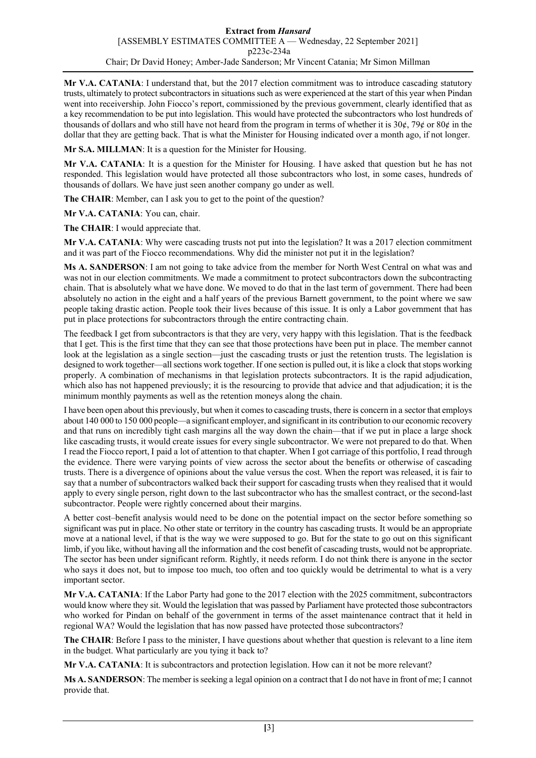**Mr V.A. CATANIA**: I understand that, but the 2017 election commitment was to introduce cascading statutory trusts, ultimately to protect subcontractors in situations such as were experienced at the start of this year when Pindan went into receivership. John Fiocco's report, commissioned by the previous government, clearly identified that as a key recommendation to be put into legislation. This would have protected the subcontractors who lost hundreds of thousands of dollars and who still have not heard from the program in terms of whether it is 30¢, 79¢ or 80¢ in the dollar that they are getting back. That is what the Minister for Housing indicated over a month ago, if not longer.

**Mr S.A. MILLMAN**: It is a question for the Minister for Housing.

**Mr V.A. CATANIA**: It is a question for the Minister for Housing. I have asked that question but he has not responded. This legislation would have protected all those subcontractors who lost, in some cases, hundreds of thousands of dollars. We have just seen another company go under as well.

**The CHAIR**: Member, can I ask you to get to the point of the question?

**Mr V.A. CATANIA**: You can, chair.

**The CHAIR**: I would appreciate that.

**Mr V.A. CATANIA**: Why were cascading trusts not put into the legislation? It was a 2017 election commitment and it was part of the Fiocco recommendations. Why did the minister not put it in the legislation?

**Ms A. SANDERSON**: I am not going to take advice from the member for North West Central on what was and was not in our election commitments. We made a commitment to protect subcontractors down the subcontracting chain. That is absolutely what we have done. We moved to do that in the last term of government. There had been absolutely no action in the eight and a half years of the previous Barnett government, to the point where we saw people taking drastic action. People took their lives because of this issue. It is only a Labor government that has put in place protections for subcontractors through the entire contracting chain.

The feedback I get from subcontractors is that they are very, very happy with this legislation. That is the feedback that I get. This is the first time that they can see that those protections have been put in place. The member cannot look at the legislation as a single section—just the cascading trusts or just the retention trusts. The legislation is designed to work together—all sections work together. If one section is pulled out, it is like a clock that stops working properly. A combination of mechanisms in that legislation protects subcontractors. It is the rapid adjudication, which also has not happened previously; it is the resourcing to provide that advice and that adjudication; it is the minimum monthly payments as well as the retention moneys along the chain.

I have been open about this previously, but when it comes to cascading trusts, there is concern in a sector that employs about 140 000 to 150 000 people—a significant employer, and significant in its contribution to our economic recovery and that runs on incredibly tight cash margins all the way down the chain—that if we put in place a large shock like cascading trusts, it would create issues for every single subcontractor. We were not prepared to do that. When I read the Fiocco report, I paid a lot of attention to that chapter. When I got carriage of this portfolio, I read through the evidence. There were varying points of view across the sector about the benefits or otherwise of cascading trusts. There is a divergence of opinions about the value versus the cost. When the report was released, it is fair to say that a number of subcontractors walked back their support for cascading trusts when they realised that it would apply to every single person, right down to the last subcontractor who has the smallest contract, or the second-last subcontractor. People were rightly concerned about their margins.

A better cost–benefit analysis would need to be done on the potential impact on the sector before something so significant was put in place. No other state or territory in the country has cascading trusts. It would be an appropriate move at a national level, if that is the way we were supposed to go. But for the state to go out on this significant limb, if you like, without having all the information and the cost benefit of cascading trusts, would not be appropriate. The sector has been under significant reform. Rightly, it needs reform. I do not think there is anyone in the sector who says it does not, but to impose too much, too often and too quickly would be detrimental to what is a very important sector.

**Mr V.A. CATANIA**: If the Labor Party had gone to the 2017 election with the 2025 commitment, subcontractors would know where they sit. Would the legislation that was passed by Parliament have protected those subcontractors who worked for Pindan on behalf of the government in terms of the asset maintenance contract that it held in regional WA? Would the legislation that has now passed have protected those subcontractors?

**The CHAIR**: Before I pass to the minister, I have questions about whether that question is relevant to a line item in the budget. What particularly are you tying it back to?

**Mr V.A. CATANIA**: It is subcontractors and protection legislation. How can it not be more relevant?

**Ms A. SANDERSON**: The member is seeking a legal opinion on a contract that I do not have in front of me; I cannot provide that.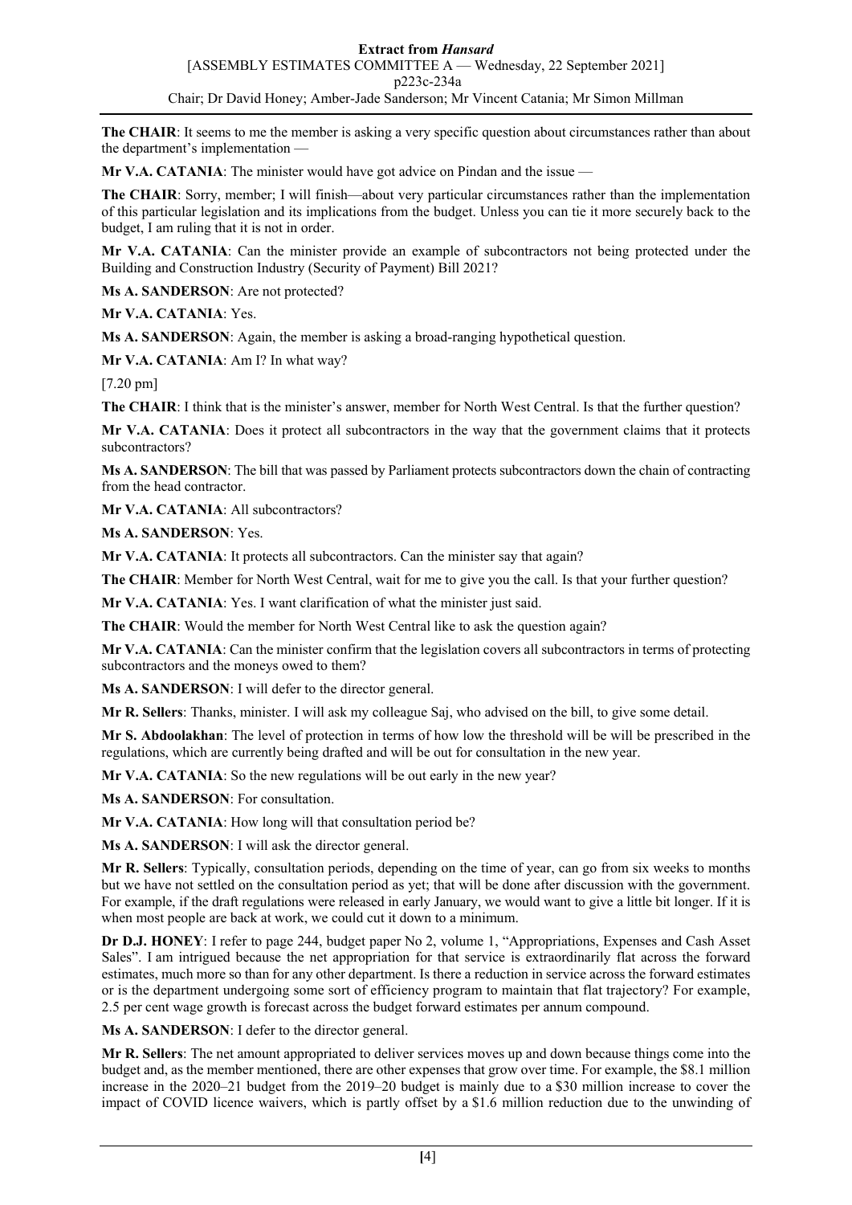**The CHAIR**: It seems to me the member is asking a very specific question about circumstances rather than about the department's implementation —

**Mr V.A. CATANIA**: The minister would have got advice on Pindan and the issue —

**The CHAIR**: Sorry, member; I will finish—about very particular circumstances rather than the implementation of this particular legislation and its implications from the budget. Unless you can tie it more securely back to the budget, I am ruling that it is not in order.

**Mr V.A. CATANIA**: Can the minister provide an example of subcontractors not being protected under the Building and Construction Industry (Security of Payment) Bill 2021?

**Ms A. SANDERSON**: Are not protected?

**Mr V.A. CATANIA**: Yes.

**Ms A. SANDERSON**: Again, the member is asking a broad-ranging hypothetical question.

**Mr V.A. CATANIA**: Am I? In what way?

[7.20 pm]

**The CHAIR**: I think that is the minister's answer, member for North West Central. Is that the further question?

**Mr V.A. CATANIA**: Does it protect all subcontractors in the way that the government claims that it protects subcontractors?

**Ms A. SANDERSON**: The bill that was passed by Parliament protects subcontractors down the chain of contracting from the head contractor.

**Mr V.A. CATANIA**: All subcontractors?

**Ms A. SANDERSON**: Yes.

**Mr V.A. CATANIA**: It protects all subcontractors. Can the minister say that again?

**The CHAIR**: Member for North West Central, wait for me to give you the call. Is that your further question?

**Mr V.A. CATANIA**: Yes. I want clarification of what the minister just said.

**The CHAIR**: Would the member for North West Central like to ask the question again?

**Mr V.A. CATANIA**: Can the minister confirm that the legislation covers all subcontractors in terms of protecting subcontractors and the moneys owed to them?

**Ms A. SANDERSON**: I will defer to the director general.

**Mr R. Sellers**: Thanks, minister. I will ask my colleague Saj, who advised on the bill, to give some detail.

**Mr S. Abdoolakhan**: The level of protection in terms of how low the threshold will be will be prescribed in the regulations, which are currently being drafted and will be out for consultation in the new year.

**Mr V.A. CATANIA**: So the new regulations will be out early in the new year?

**Ms A. SANDERSON**: For consultation.

**Mr V.A. CATANIA**: How long will that consultation period be?

**Ms A. SANDERSON**: I will ask the director general.

**Mr R. Sellers**: Typically, consultation periods, depending on the time of year, can go from six weeks to months but we have not settled on the consultation period as yet; that will be done after discussion with the government. For example, if the draft regulations were released in early January, we would want to give a little bit longer. If it is when most people are back at work, we could cut it down to a minimum.

**Dr D.J. HONEY**: I refer to page 244, budget paper No 2, volume 1, "Appropriations, Expenses and Cash Asset Sales". I am intrigued because the net appropriation for that service is extraordinarily flat across the forward estimates, much more so than for any other department. Is there a reduction in service across the forward estimates or is the department undergoing some sort of efficiency program to maintain that flat trajectory? For example, 2.5 per cent wage growth is forecast across the budget forward estimates per annum compound.

**Ms A. SANDERSON**: I defer to the director general.

**Mr R. Sellers**: The net amount appropriated to deliver services moves up and down because things come into the budget and, as the member mentioned, there are other expenses that grow over time. For example, the \$8.1 million increase in the 2020–21 budget from the 2019–20 budget is mainly due to a \$30 million increase to cover the impact of COVID licence waivers, which is partly offset by a \$1.6 million reduction due to the unwinding of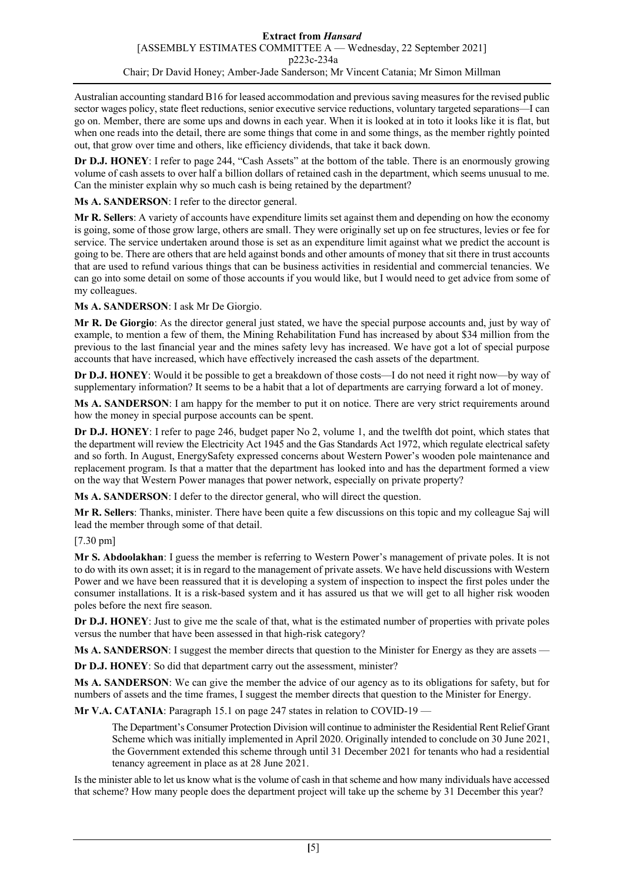Australian accounting standard B16 for leased accommodation and previous saving measures for the revised public sector wages policy, state fleet reductions, senior executive service reductions, voluntary targeted separations—I can go on. Member, there are some ups and downs in each year. When it is looked at in toto it looks like it is flat, but when one reads into the detail, there are some things that come in and some things, as the member rightly pointed out, that grow over time and others, like efficiency dividends, that take it back down.

**Dr D.J. HONEY**: I refer to page 244, "Cash Assets" at the bottom of the table. There is an enormously growing volume of cash assets to over half a billion dollars of retained cash in the department, which seems unusual to me. Can the minister explain why so much cash is being retained by the department?

**Ms A. SANDERSON**: I refer to the director general.

**Mr R. Sellers**: A variety of accounts have expenditure limits set against them and depending on how the economy is going, some of those grow large, others are small. They were originally set up on fee structures, levies or fee for service. The service undertaken around those is set as an expenditure limit against what we predict the account is going to be. There are others that are held against bonds and other amounts of money that sit there in trust accounts that are used to refund various things that can be business activities in residential and commercial tenancies. We can go into some detail on some of those accounts if you would like, but I would need to get advice from some of my colleagues.

**Ms A. SANDERSON**: I ask Mr De Giorgio.

**Mr R. De Giorgio**: As the director general just stated, we have the special purpose accounts and, just by way of example, to mention a few of them, the Mining Rehabilitation Fund has increased by about $34 million from the previous to the last financial year and the mines safety levy has increased. We have got a lot of special purpose accounts that have increased, which have effectively increased the cash assets of the department.

**Dr D.J. HONEY**: Would it be possible to get a breakdown of those costs—I do not need it right now—by way of supplementary information? It seems to be a habit that a lot of departments are carrying forward a lot of money.

**Ms A. SANDERSON**: I am happy for the member to put it on notice. There are very strict requirements around how the money in special purpose accounts can be spent.

**Dr D.J. HONEY**: I refer to page 246, budget paper No 2, volume 1, and the twelfth dot point, which states that the department will review the Electricity Act 1945 and the Gas Standards Act 1972, which regulate electrical safety and so forth. In August, EnergySafety expressed concerns about Western Power's wooden pole maintenance and replacement program. Is that a matter that the department has looked into and has the department formed a view on the way that Western Power manages that power network, especially on private property?

**Ms A. SANDERSON**: I defer to the director general, who will direct the question.

**Mr R. Sellers**: Thanks, minister. There have been quite a few discussions on this topic and my colleague Saj will lead the member through some of that detail.

[7.30 pm]

**Mr S. Abdoolakhan**: I guess the member is referring to Western Power's management of private poles. It is not to do with its own asset; it is in regard to the management of private assets. We have held discussions with Western Power and we have been reassured that it is developing a system of inspection to inspect the first poles under the consumer installations. It is a risk-based system and it has assured us that we will get to all higher risk wooden poles before the next fire season.

**Dr D.J. HONEY**: Just to give me the scale of that, what is the estimated number of properties with private poles versus the number that have been assessed in that high-risk category?

**Ms A. SANDERSON**: I suggest the member directs that question to the Minister for Energy as they are assets —

**Dr D.J. HONEY**: So did that department carry out the assessment, minister?

**Ms A. SANDERSON**: We can give the member the advice of our agency as to its obligations for safety, but for numbers of assets and the time frames, I suggest the member directs that question to the Minister for Energy.

**Mr V.A. CATANIA**: Paragraph 15.1 on page 247 states in relation to COVID-19 —

> The Department's Consumer Protection Division will continue to administer the Residential Rent Relief Grant Scheme which was initially implemented in April 2020. Originally intended to conclude on 30 June 2021, the Government extended this scheme through until 31 December 2021 for tenants who had a residential tenancy agreement in place as at 28 June 2021.

Is the minister able to let us know what is the volume of cash in that scheme and how many individuals have accessed that scheme? How many people does the department project will take up the scheme by 31 December this year?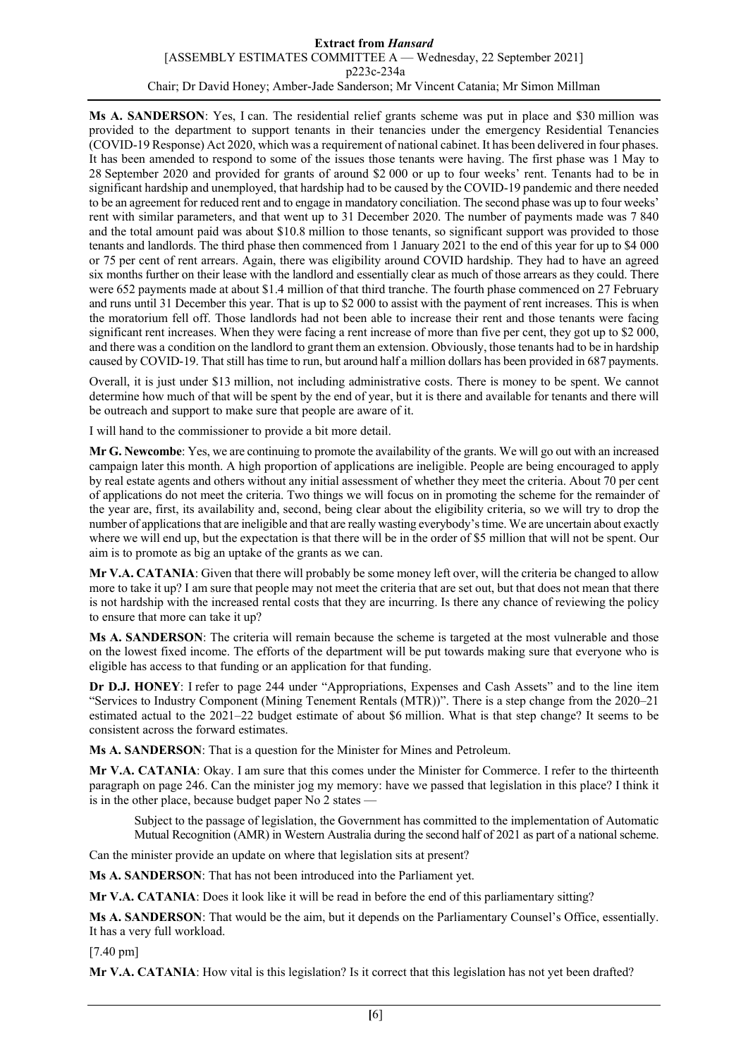**Ms A. SANDERSON**: Yes, I can. The residential relief grants scheme was put in place and $30 million was provided to the department to support tenants in their tenancies under the emergency Residential Tenancies (COVID-19 Response) Act 2020, which was a requirement of national cabinet. It has been delivered in four phases. It has been amended to respond to some of the issues those tenants were having. The first phase was 1 May to 28 September 2020 and provided for grants of around $2 000 or up to four weeks' rent. Tenants had to be in significant hardship and unemployed, that hardship had to be caused by the COVID-19 pandemic and there needed to be an agreement for reduced rent and to engage in mandatory conciliation. The second phase was up to four weeks' rent with similar parameters, and that went up to 31 December 2020. The number of payments made was 7 840 and the total amount paid was about $10.8 million to those tenants, so significant support was provided to those tenants and landlords. The third phase then commenced from 1 January 2021 to the end of this year for up to $4 000 or 75 per cent of rent arrears. Again, there was eligibility around COVID hardship. They had to have an agreed six months further on their lease with the landlord and essentially clear as much of those arrears as they could. There were 652 payments made at about $1.4 million of that third tranche. The fourth phase commenced on 27 February and runs until 31 December this year. That is up to $2 000 to assist with the payment of rent increases. This is when the moratorium fell off. Those landlords had not been able to increase their rent and those tenants were facing significant rent increases. When they were facing a rent increase of more than five per cent, they got up to $2 000, and there was a condition on the landlord to grant them an extension. Obviously, those tenants had to be in hardship caused by COVID-19. That still has time to run, but around half a million dollars has been provided in 687 payments.

Overall, it is just under $13 million, not including administrative costs. There is money to be spent. We cannot determine how much of that will be spent by the end of year, but it is there and available for tenants and there will be outreach and support to make sure that people are aware of it.

I will hand to the commissioner to provide a bit more detail.

**Mr G. Newcombe**: Yes, we are continuing to promote the availability of the grants. We will go out with an increased campaign later this month. A high proportion of applications are ineligible. People are being encouraged to apply by real estate agents and others without any initial assessment of whether they meet the criteria. About 70 per cent of applications do not meet the criteria. Two things we will focus on in promoting the scheme for the remainder of the year are, first, its availability and, second, being clear about the eligibility criteria, so we will try to drop the number of applications that are ineligible and that are really wasting everybody's time. We are uncertain about exactly where we will end up, but the expectation is that there will be in the order of $5 million that will not be spent. Our aim is to promote as big an uptake of the grants as we can.

**Mr V.A. CATANIA**: Given that there will probably be some money left over, will the criteria be changed to allow more to take it up? I am sure that people may not meet the criteria that are set out, but that does not mean that there is not hardship with the increased rental costs that they are incurring. Is there any chance of reviewing the policy to ensure that more can take it up?

**Ms A. SANDERSON**: The criteria will remain because the scheme is targeted at the most vulnerable and those on the lowest fixed income. The efforts of the department will be put towards making sure that everyone who is eligible has access to that funding or an application for that funding.

**Dr D.J. HONEY**: I refer to page 244 under "Appropriations, Expenses and Cash Assets" and to the line item "Services to Industry Component (Mining Tenement Rentals (MTR))". There is a step change from the 2020–21 estimated actual to the 2021–22 budget estimate of about $6 million. What is that step change? It seems to be consistent across the forward estimates.

**Ms A. SANDERSON**: That is a question for the Minister for Mines and Petroleum.

**Mr V.A. CATANIA**: Okay. I am sure that this comes under the Minister for Commerce. I refer to the thirteenth paragraph on page 246. Can the minister jog my memory: have we passed that legislation in this place? I think it is in the other place, because budget paper No 2 states —

> Subject to the passage of legislation, the Government has committed to the implementation of Automatic Mutual Recognition (AMR) in Western Australia during the second half of 2021 as part of a national scheme.

Can the minister provide an update on where that legislation sits at present?

**Ms A. SANDERSON**: That has not been introduced into the Parliament yet.

**Mr V.A. CATANIA**: Does it look like it will be read in before the end of this parliamentary sitting?

**Ms A. SANDERSON**: That would be the aim, but it depends on the Parliamentary Counsel's Office, essentially. It has a very full workload.

[7.40 pm]

**Mr V.A. CATANIA**: How vital is this legislation? Is it correct that this legislation has not yet been drafted?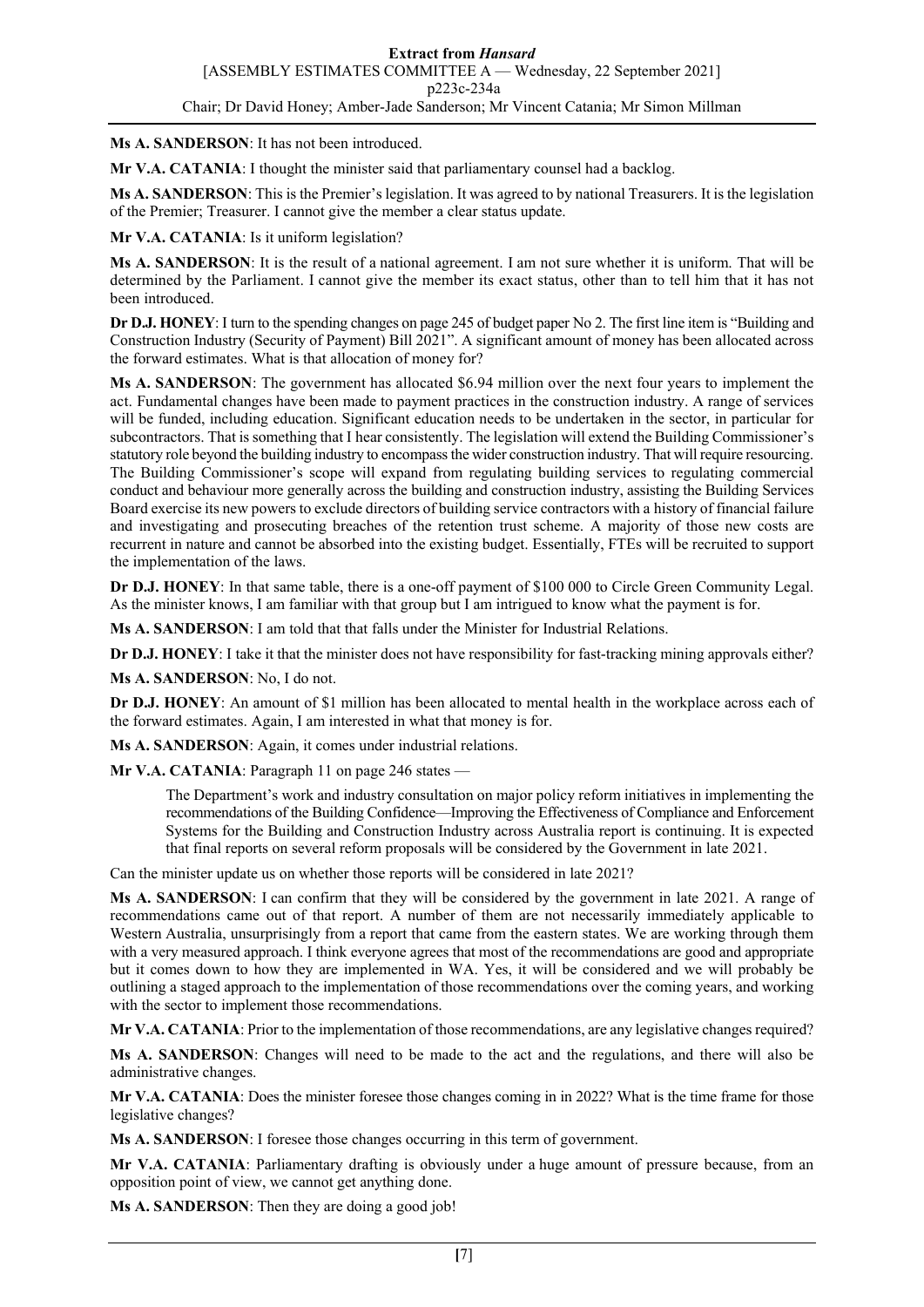**Ms A. SANDERSON**: It has not been introduced.

**Mr V.A. CATANIA**: I thought the minister said that parliamentary counsel had a backlog.

**Ms A. SANDERSON**: This is the Premier's legislation. It was agreed to by national Treasurers. It is the legislation of the Premier; Treasurer. I cannot give the member a clear status update.

**Mr V.A. CATANIA**: Is it uniform legislation?

**Ms A. SANDERSON**: It is the result of a national agreement. I am not sure whether it is uniform. That will be determined by the Parliament. I cannot give the member its exact status, other than to tell him that it has not been introduced.

**Dr D.J. HONEY**: I turn to the spending changes on page 245 of budget paper No 2. The first line item is "Building and Construction Industry (Security of Payment) Bill 2021". A significant amount of money has been allocated across the forward estimates. What is that allocation of money for?

**Ms A. SANDERSON**: The government has allocated $6.94 million over the next four years to implement the act. Fundamental changes have been made to payment practices in the construction industry. A range of services will be funded, including education. Significant education needs to be undertaken in the sector, in particular for subcontractors. That is something that I hear consistently. The legislation will extend the Building Commissioner's statutory role beyond the building industry to encompass the wider construction industry. That will require resourcing. The Building Commissioner's scope will expand from regulating building services to regulating commercial conduct and behaviour more generally across the building and construction industry, assisting the Building Services Board exercise its new powers to exclude directors of building service contractors with a history of financial failure and investigating and prosecuting breaches of the retention trust scheme. A majority of those new costs are recurrent in nature and cannot be absorbed into the existing budget. Essentially, FTEs will be recruited to support the implementation of the laws.

**Dr D.J. HONEY**: In that same table, there is a one-off payment of $100 000 to Circle Green Community Legal. As the minister knows, I am familiar with that group but I am intrigued to know what the payment is for.

**Ms A. SANDERSON**: I am told that that falls under the Minister for Industrial Relations.

**Dr D.J. HONEY**: I take it that the minister does not have responsibility for fast-tracking mining approvals either?

**Ms A. SANDERSON**: No, I do not.

**Dr D.J. HONEY**: An amount of $1 million has been allocated to mental health in the workplace across each of the forward estimates. Again, I am interested in what that money is for.

**Ms A. SANDERSON**: Again, it comes under industrial relations.

**Mr V.A. CATANIA**: Paragraph 11 on page 246 states —

> The Department's work and industry consultation on major policy reform initiatives in implementing the recommendations of the Building Confidence—Improving the Effectiveness of Compliance and Enforcement Systems for the Building and Construction Industry across Australia report is continuing. It is expected that final reports on several reform proposals will be considered by the Government in late 2021.

Can the minister update us on whether those reports will be considered in late 2021?

**Ms A. SANDERSON**: I can confirm that they will be considered by the government in late 2021. A range of recommendations came out of that report. A number of them are not necessarily immediately applicable to Western Australia, unsurprisingly from a report that came from the eastern states. We are working through them with a very measured approach. I think everyone agrees that most of the recommendations are good and appropriate but it comes down to how they are implemented in WA. Yes, it will be considered and we will probably be outlining a staged approach to the implementation of those recommendations over the coming years, and working with the sector to implement those recommendations.

**Mr V.A. CATANIA**: Prior to the implementation of those recommendations, are any legislative changes required?

**Ms A. SANDERSON**: Changes will need to be made to the act and the regulations, and there will also be administrative changes.

**Mr V.A. CATANIA**: Does the minister foresee those changes coming in in 2022? What is the time frame for those legislative changes?

**Ms A. SANDERSON**: I foresee those changes occurring in this term of government.

**Mr V.A. CATANIA**: Parliamentary drafting is obviously under a huge amount of pressure because, from an opposition point of view, we cannot get anything done.

**Ms A. SANDERSON**: Then they are doing a good job!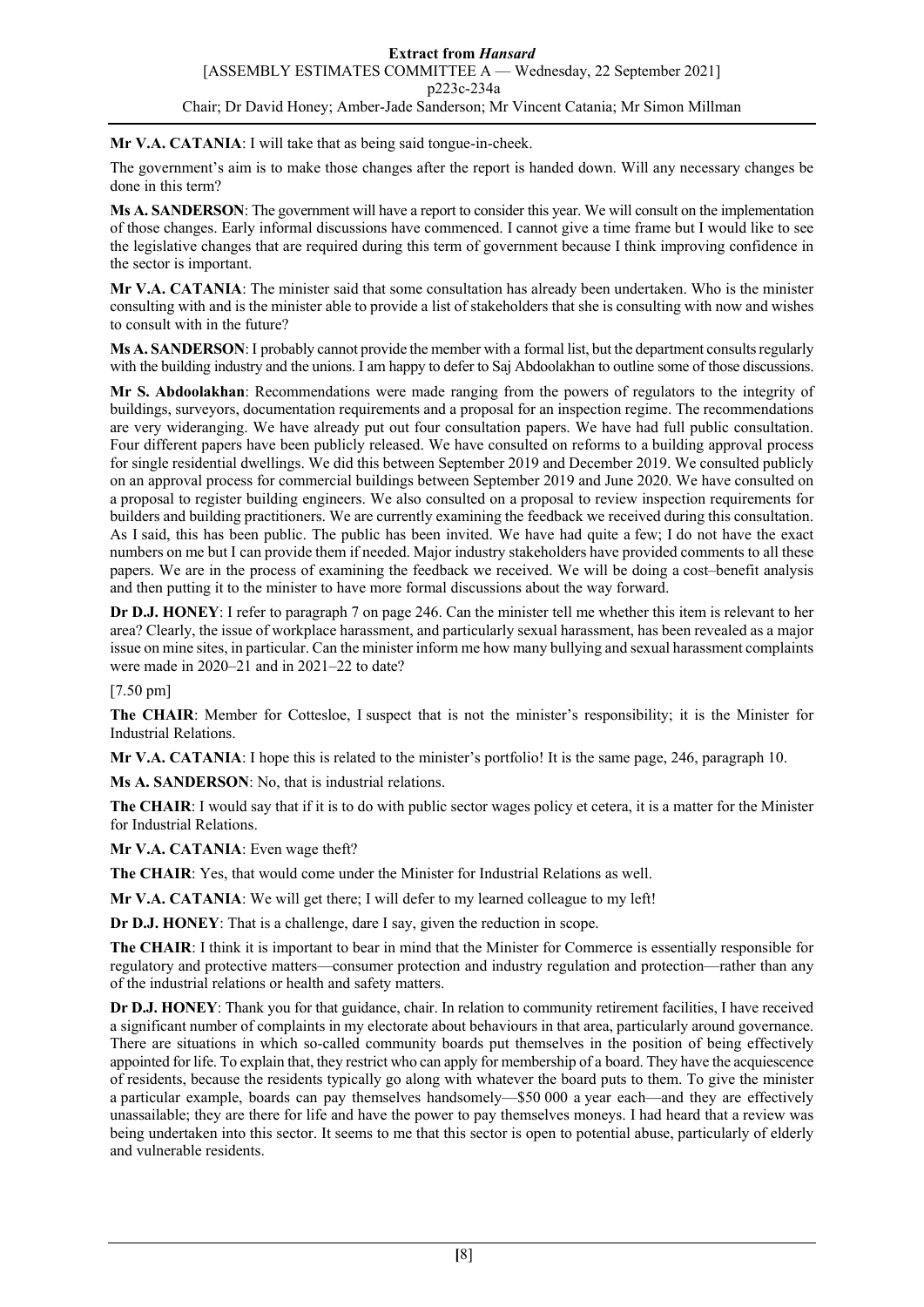**Mr V.A. CATANIA**: I will take that as being said tongue-in-cheek.

The government's aim is to make those changes after the report is handed down. Will any necessary changes be done in this term?

**Ms A. SANDERSON**: The government will have a report to consider this year. We will consult on the implementation of those changes. Early informal discussions have commenced. I cannot give a time frame but I would like to see the legislative changes that are required during this term of government because I think improving confidence in the sector is important.

**Mr V.A. CATANIA**: The minister said that some consultation has already been undertaken. Who is the minister consulting with and is the minister able to provide a list of stakeholders that she is consulting with now and wishes to consult with in the future?

**Ms A. SANDERSON**: I probably cannot provide the member with a formal list, but the department consults regularly with the building industry and the unions. I am happy to defer to Saj Abdoolakhan to outline some of those discussions.

**Mr S. Abdoolakhan**: Recommendations were made ranging from the powers of regulators to the integrity of buildings, surveyors, documentation requirements and a proposal for an inspection regime. The recommendations are very wideranging. We have already put out four consultation papers. We have had full public consultation. Four different papers have been publicly released. We have consulted on reforms to a building approval process for single residential dwellings. We did this between September 2019 and December 2019. We consulted publicly on an approval process for commercial buildings between September 2019 and June 2020. We have consulted on a proposal to register building engineers. We also consulted on a proposal to review inspection requirements for builders and building practitioners. We are currently examining the feedback we received during this consultation. As I said, this has been public. The public has been invited. We have had quite a few; I do not have the exact numbers on me but I can provide them if needed. Major industry stakeholders have provided comments to all these papers. We are in the process of examining the feedback we received. We will be doing a cost–benefit analysis and then putting it to the minister to have more formal discussions about the way forward.

**Dr D.J. HONEY**: I refer to paragraph 7 on page 246. Can the minister tell me whether this item is relevant to her area? Clearly, the issue of workplace harassment, and particularly sexual harassment, has been revealed as a major issue on mine sites, in particular. Can the minister inform me how many bullying and sexual harassment complaints were made in 2020–21 and in 2021–22 to date?

[7.50 pm]

**The CHAIR**: Member for Cottesloe, I suspect that is not the minister's responsibility; it is the Minister for Industrial Relations.

**Mr V.A. CATANIA**: I hope this is related to the minister's portfolio! It is the same page, 246, paragraph 10.

**Ms A. SANDERSON**: No, that is industrial relations.

**The CHAIR**: I would say that if it is to do with public sector wages policy et cetera, it is a matter for the Minister for Industrial Relations.

**Mr V.A. CATANIA**: Even wage theft?

**The CHAIR**: Yes, that would come under the Minister for Industrial Relations as well.

**Mr V.A. CATANIA**: We will get there; I will defer to my learned colleague to my left!

**Dr D.J. HONEY**: That is a challenge, dare I say, given the reduction in scope.

**The CHAIR**: I think it is important to bear in mind that the Minister for Commerce is essentially responsible for regulatory and protective matters—consumer protection and industry regulation and protection—rather than any of the industrial relations or health and safety matters.

**Dr D.J. HONEY**: Thank you for that guidance, chair. In relation to community retirement facilities, I have received a significant number of complaints in my electorate about behaviours in that area, particularly around governance. There are situations in which so-called community boards put themselves in the position of being effectively appointed for life. To explain that, they restrict who can apply for membership of a board. They have the acquiescence of residents, because the residents typically go along with whatever the board puts to them. To give the minister a particular example, boards can pay themselves handsomely—$50 000 a year each—and they are effectively unassailable; they are there for life and have the power to pay themselves moneys. I had heard that a review was being undertaken into this sector. It seems to me that this sector is open to potential abuse, particularly of elderly and vulnerable residents.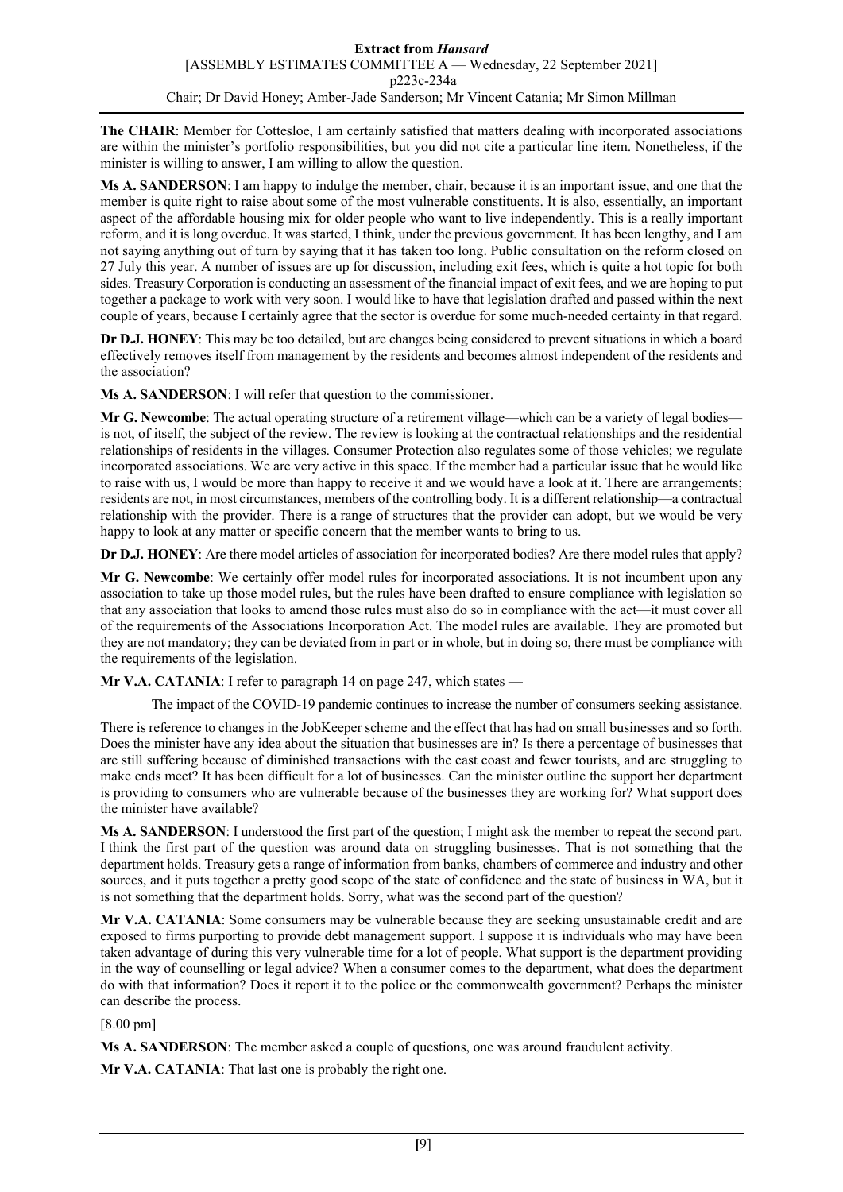**The CHAIR**: Member for Cottesloe, I am certainly satisfied that matters dealing with incorporated associations are within the minister's portfolio responsibilities, but you did not cite a particular line item. Nonetheless, if the minister is willing to answer, I am willing to allow the question.

**Ms A. SANDERSON**: I am happy to indulge the member, chair, because it is an important issue, and one that the member is quite right to raise about some of the most vulnerable constituents. It is also, essentially, an important aspect of the affordable housing mix for older people who want to live independently. This is a really important reform, and it is long overdue. It was started, I think, under the previous government. It has been lengthy, and I am not saying anything out of turn by saying that it has taken too long. Public consultation on the reform closed on 27 July this year. A number of issues are up for discussion, including exit fees, which is quite a hot topic for both sides. Treasury Corporation is conducting an assessment of the financial impact of exit fees, and we are hoping to put together a package to work with very soon. I would like to have that legislation drafted and passed within the next couple of years, because I certainly agree that the sector is overdue for some much-needed certainty in that regard.

**Dr D.J. HONEY**: This may be too detailed, but are changes being considered to prevent situations in which a board effectively removes itself from management by the residents and becomes almost independent of the residents and the association?

**Ms A. SANDERSON**: I will refer that question to the commissioner.

**Mr G. Newcombe**: The actual operating structure of a retirement village—which can be a variety of legal bodies—is not, of itself, the subject of the review. The review is looking at the contractual relationships and the residential relationships of residents in the villages. Consumer Protection also regulates some of those vehicles; we regulate incorporated associations. We are very active in this space. If the member had a particular issue that he would like to raise with us, I would be more than happy to receive it and we would have a look at it. There are arrangements; residents are not, in most circumstances, members of the controlling body. It is a different relationship—a contractual relationship with the provider. There is a range of structures that the provider can adopt, but we would be very happy to look at any matter or specific concern that the member wants to bring to us.

**Dr D.J. HONEY**: Are there model articles of association for incorporated bodies? Are there model rules that apply?

**Mr G. Newcombe**: We certainly offer model rules for incorporated associations. It is not incumbent upon any association to take up those model rules, but the rules have been drafted to ensure compliance with legislation so that any association that looks to amend those rules must also do so in compliance with the act—it must cover all of the requirements of the Associations Incorporation Act. The model rules are available. They are promoted but they are not mandatory; they can be deviated from in part or in whole, but in doing so, there must be compliance with the requirements of the legislation.

**Mr V.A. CATANIA**: I refer to paragraph 14 on page 247, which states —

> The impact of the COVID-19 pandemic continues to increase the number of consumers seeking assistance.

There is reference to changes in the JobKeeper scheme and the effect that has had on small businesses and so forth. Does the minister have any idea about the situation that businesses are in? Is there a percentage of businesses that are still suffering because of diminished transactions with the east coast and fewer tourists, and are struggling to make ends meet? It has been difficult for a lot of businesses. Can the minister outline the support her department is providing to consumers who are vulnerable because of the businesses they are working for? What support does the minister have available?

**Ms A. SANDERSON**: I understood the first part of the question; I might ask the member to repeat the second part. I think the first part of the question was around data on struggling businesses. That is not something that the department holds. Treasury gets a range of information from banks, chambers of commerce and industry and other sources, and it puts together a pretty good scope of the state of confidence and the state of business in WA, but it is not something that the department holds. Sorry, what was the second part of the question?

**Mr V.A. CATANIA**: Some consumers may be vulnerable because they are seeking unsustainable credit and are exposed to firms purporting to provide debt management support. I suppose it is individuals who may have been taken advantage of during this very vulnerable time for a lot of people. What support is the department providing in the way of counselling or legal advice? When a consumer comes to the department, what does the department do with that information? Does it report it to the police or the commonwealth government? Perhaps the minister can describe the process.

[8.00 pm]

**Ms A. SANDERSON**: The member asked a couple of questions, one was around fraudulent activity.

**Mr V.A. CATANIA**: That last one is probably the right one.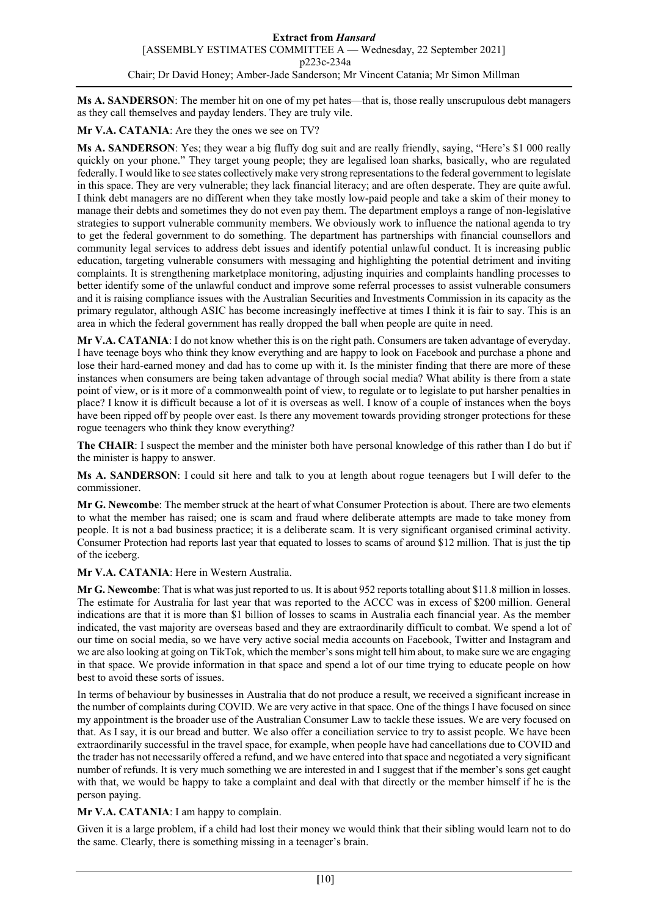**Ms A. SANDERSON**: The member hit on one of my pet hates—that is, those really unscrupulous debt managers as they call themselves and payday lenders. They are truly vile.

**Mr V.A. CATANIA**: Are they the ones we see on TV?

**Ms A. SANDERSON**: Yes; they wear a big fluffy dog suit and are really friendly, saying, "Here's $1 000 really quickly on your phone." They target young people; they are legalised loan sharks, basically, who are regulated federally. I would like to see states collectively make very strong representations to the federal government to legislate in this space. They are very vulnerable; they lack financial literacy; and are often desperate. They are quite awful. I think debt managers are no different when they take mostly low-paid people and take a skim of their money to manage their debts and sometimes they do not even pay them. The department employs a range of non-legislative strategies to support vulnerable community members. We obviously work to influence the national agenda to try to get the federal government to do something. The department has partnerships with financial counsellors and community legal services to address debt issues and identify potential unlawful conduct. It is increasing public education, targeting vulnerable consumers with messaging and highlighting the potential detriment and inviting complaints. It is strengthening marketplace monitoring, adjusting inquiries and complaints handling processes to better identify some of the unlawful conduct and improve some referral processes to assist vulnerable consumers and it is raising compliance issues with the Australian Securities and Investments Commission in its capacity as the primary regulator, although ASIC has become increasingly ineffective at times I think it is fair to say. This is an area in which the federal government has really dropped the ball when people are quite in need.

**Mr V.A. CATANIA**: I do not know whether this is on the right path. Consumers are taken advantage of everyday. I have teenage boys who think they know everything and are happy to look on Facebook and purchase a phone and lose their hard-earned money and dad has to come up with it. Is the minister finding that there are more of these instances when consumers are being taken advantage of through social media? What ability is there from a state point of view, or is it more of a commonwealth point of view, to regulate or to legislate to put harsher penalties in place? I know it is difficult because a lot of it is overseas as well. I know of a couple of instances when the boys have been ripped off by people over east. Is there any movement towards providing stronger protections for these rogue teenagers who think they know everything?

**The CHAIR**: I suspect the member and the minister both have personal knowledge of this rather than I do but if the minister is happy to answer.

**Ms A. SANDERSON**: I could sit here and talk to you at length about rogue teenagers but I will defer to the commissioner.

**Mr G. Newcombe**: The member struck at the heart of what Consumer Protection is about. There are two elements to what the member has raised; one is scam and fraud where deliberate attempts are made to take money from people. It is not a bad business practice; it is a deliberate scam. It is very significant organised criminal activity. Consumer Protection had reports last year that equated to losses to scams of around $12 million. That is just the tip of the iceberg.

**Mr V.A. CATANIA**: Here in Western Australia.

**Mr G. Newcombe**: That is what was just reported to us. It is about 952 reports totalling about $11.8 million in losses. The estimate for Australia for last year that was reported to the ACCC was in excess of $200 million. General indications are that it is more than $1 billion of losses to scams in Australia each financial year. As the member indicated, the vast majority are overseas based and they are extraordinarily difficult to combat. We spend a lot of our time on social media, so we have very active social media accounts on Facebook, Twitter and Instagram and we are also looking at going on TikTok, which the member's sons might tell him about, to make sure we are engaging in that space. We provide information in that space and spend a lot of our time trying to educate people on how best to avoid these sorts of issues.

In terms of behaviour by businesses in Australia that do not produce a result, we received a significant increase in the number of complaints during COVID. We are very active in that space. One of the things I have focused on since my appointment is the broader use of the Australian Consumer Law to tackle these issues. We are very focused on that. As I say, it is our bread and butter. We also offer a conciliation service to try to assist people. We have been extraordinarily successful in the travel space, for example, when people have had cancellations due to COVID and the trader has not necessarily offered a refund, and we have entered into that space and negotiated a very significant number of refunds. It is very much something we are interested in and I suggest that if the member's sons get caught with that, we would be happy to take a complaint and deal with that directly or the member himself if he is the person paying.

**Mr V.A. CATANIA**: I am happy to complain.

Given it is a large problem, if a child had lost their money we would think that their sibling would learn not to do the same. Clearly, there is something missing in a teenager's brain.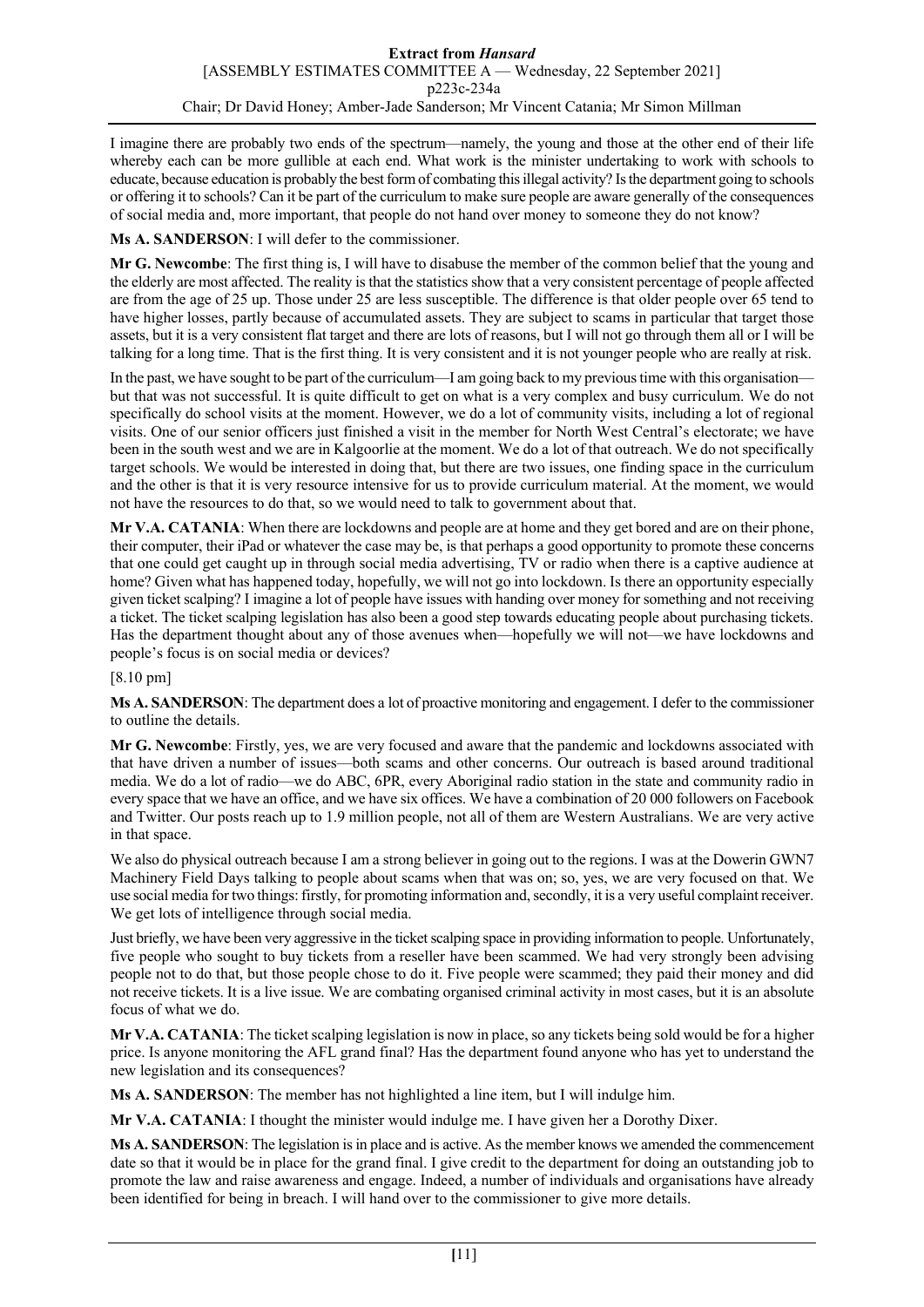I imagine there are probably two ends of the spectrum—namely, the young and those at the other end of their life whereby each can be more gullible at each end. What work is the minister undertaking to work with schools to educate, because education is probably the best form of combating this illegal activity? Is the department going to schools or offering it to schools? Can it be part of the curriculum to make sure people are aware generally of the consequences of social media and, more important, that people do not hand over money to someone they do not know?

**Ms A. SANDERSON**: I will defer to the commissioner.

**Mr G. Newcombe**: The first thing is, I will have to disabuse the member of the common belief that the young and the elderly are most affected. The reality is that the statistics show that a very consistent percentage of people affected are from the age of 25 up. Those under 25 are less susceptible. The difference is that older people over 65 tend to have higher losses, partly because of accumulated assets. They are subject to scams in particular that target those assets, but it is a very consistent flat target and there are lots of reasons, but I will not go through them all or I will be talking for a long time. That is the first thing. It is very consistent and it is not younger people who are really at risk.

In the past, we have sought to be part of the curriculum—I am going back to my previous time with this organisation—but that was not successful. It is quite difficult to get on what is a very complex and busy curriculum. We do not specifically do school visits at the moment. However, we do a lot of community visits, including a lot of regional visits. One of our senior officers just finished a visit in the member for North West Central's electorate; we have been in the south west and we are in Kalgoorlie at the moment. We do a lot of that outreach. We do not specifically target schools. We would be interested in doing that, but there are two issues, one finding space in the curriculum and the other is that it is very resource intensive for us to provide curriculum material. At the moment, we would not have the resources to do that, so we would need to talk to government about that.

**Mr V.A. CATANIA**: When there are lockdowns and people are at home and they get bored and are on their phone, their computer, their iPad or whatever the case may be, is that perhaps a good opportunity to promote these concerns that one could get caught up in through social media advertising, TV or radio when there is a captive audience at home? Given what has happened today, hopefully, we will not go into lockdown. Is there an opportunity especially given ticket scalping? I imagine a lot of people have issues with handing over money for something and not receiving a ticket. The ticket scalping legislation has also been a good step towards educating people about purchasing tickets. Has the department thought about any of those avenues when—hopefully we will not—we have lockdowns and people's focus is on social media or devices?

[8.10 pm]

**Ms A. SANDERSON**: The department does a lot of proactive monitoring and engagement. I defer to the commissioner to outline the details.

**Mr G. Newcombe**: Firstly, yes, we are very focused and aware that the pandemic and lockdowns associated with that have driven a number of issues—both scams and other concerns. Our outreach is based around traditional media. We do a lot of radio—we do ABC, 6PR, every Aboriginal radio station in the state and community radio in every space that we have an office, and we have six offices. We have a combination of 20 000 followers on Facebook and Twitter. Our posts reach up to 1.9 million people, not all of them are Western Australians. We are very active in that space.

We also do physical outreach because I am a strong believer in going out to the regions. I was at the Dowerin GWN7 Machinery Field Days talking to people about scams when that was on; so, yes, we are very focused on that. We use social media for two things: firstly, for promoting information and, secondly, it is a very useful complaint receiver. We get lots of intelligence through social media.

Just briefly, we have been very aggressive in the ticket scalping space in providing information to people. Unfortunately, five people who sought to buy tickets from a reseller have been scammed. We had very strongly been advising people not to do that, but those people chose to do it. Five people were scammed; they paid their money and did not receive tickets. It is a live issue. We are combating organised criminal activity in most cases, but it is an absolute focus of what we do.

**Mr V.A. CATANIA**: The ticket scalping legislation is now in place, so any tickets being sold would be for a higher price. Is anyone monitoring the AFL grand final? Has the department found anyone who has yet to understand the new legislation and its consequences?

**Ms A. SANDERSON**: The member has not highlighted a line item, but I will indulge him.

**Mr V.A. CATANIA**: I thought the minister would indulge me. I have given her a Dorothy Dixer.

**Ms A. SANDERSON**: The legislation is in place and is active. As the member knows we amended the commencement date so that it would be in place for the grand final. I give credit to the department for doing an outstanding job to promote the law and raise awareness and engage. Indeed, a number of individuals and organisations have already been identified for being in breach. I will hand over to the commissioner to give more details.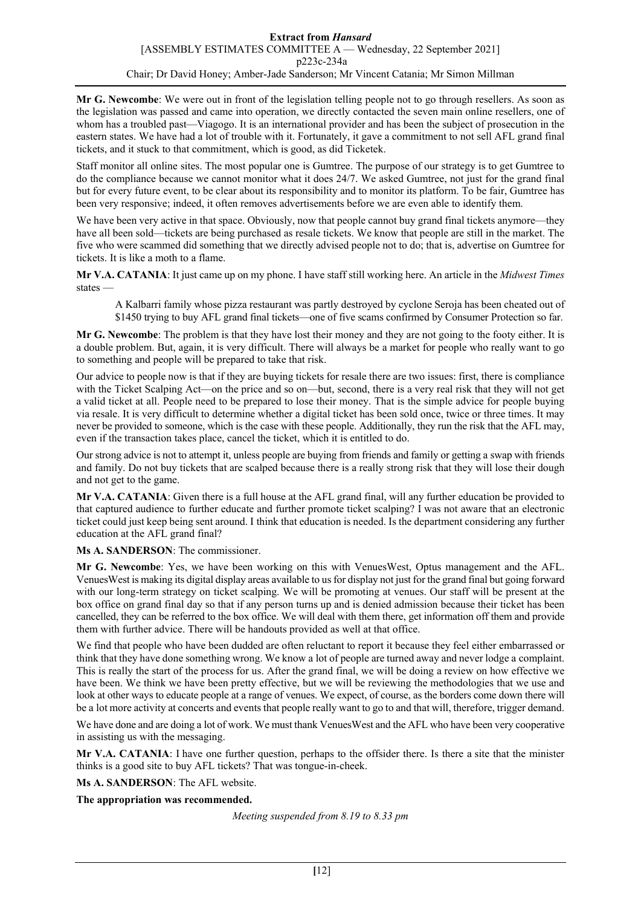**Mr G. Newcombe**: We were out in front of the legislation telling people not to go through resellers. As soon as the legislation was passed and came into operation, we directly contacted the seven main online resellers, one of whom has a troubled past—Viagogo. It is an international provider and has been the subject of prosecution in the eastern states. We have had a lot of trouble with it. Fortunately, it gave a commitment to not sell AFL grand final tickets, and it stuck to that commitment, which is good, as did Ticketek.

Staff monitor all online sites. The most popular one is Gumtree. The purpose of our strategy is to get Gumtree to do the compliance because we cannot monitor what it does 24/7. We asked Gumtree, not just for the grand final but for every future event, to be clear about its responsibility and to monitor its platform. To be fair, Gumtree has been very responsive; indeed, it often removes advertisements before we are even able to identify them.

We have been very active in that space. Obviously, now that people cannot buy grand final tickets anymore—they have all been sold—tickets are being purchased as resale tickets. We know that people are still in the market. The five who were scammed did something that we directly advised people not to do; that is, advertise on Gumtree for tickets. It is like a moth to a flame.

**Mr V.A. CATANIA**: It just came up on my phone. I have staff still working here. An article in the *Midwest Times* states —

> A Kalbarri family whose pizza restaurant was partly destroyed by cyclone Seroja has been cheated out of \$1450 trying to buy AFL grand final tickets—one of five scams confirmed by Consumer Protection so far.

**Mr G. Newcombe**: The problem is that they have lost their money and they are not going to the footy either. It is a double problem. But, again, it is very difficult. There will always be a market for people who really want to go to something and people will be prepared to take that risk.

Our advice to people now is that if they are buying tickets for resale there are two issues: first, there is compliance with the Ticket Scalping Act—on the price and so on—but, second, there is a very real risk that they will not get a valid ticket at all. People need to be prepared to lose their money. That is the simple advice for people buying via resale. It is very difficult to determine whether a digital ticket has been sold once, twice or three times. It may never be provided to someone, which is the case with these people. Additionally, they run the risk that the AFL may, even if the transaction takes place, cancel the ticket, which it is entitled to do.

Our strong advice is not to attempt it, unless people are buying from friends and family or getting a swap with friends and family. Do not buy tickets that are scalped because there is a really strong risk that they will lose their dough and not get to the game.

**Mr V.A. CATANIA**: Given there is a full house at the AFL grand final, will any further education be provided to that captured audience to further educate and further promote ticket scalping? I was not aware that an electronic ticket could just keep being sent around. I think that education is needed. Is the department considering any further education at the AFL grand final?

**Ms A. SANDERSON**: The commissioner.

**Mr G. Newcombe**: Yes, we have been working on this with VenuesWest, Optus management and the AFL. VenuesWest is making its digital display areas available to us for display not just for the grand final but going forward with our long-term strategy on ticket scalping. We will be promoting at venues. Our staff will be present at the box office on grand final day so that if any person turns up and is denied admission because their ticket has been cancelled, they can be referred to the box office. We will deal with them there, get information off them and provide them with further advice. There will be handouts provided as well at that office.

We find that people who have been dudded are often reluctant to report it because they feel either embarrassed or think that they have done something wrong. We know a lot of people are turned away and never lodge a complaint. This is really the start of the process for us. After the grand final, we will be doing a review on how effective we have been. We think we have been pretty effective, but we will be reviewing the methodologies that we use and look at other ways to educate people at a range of venues. We expect, of course, as the borders come down there will be a lot more activity at concerts and events that people really want to go to and that will, therefore, trigger demand.

We have done and are doing a lot of work. We must thank VenuesWest and the AFL who have been very cooperative in assisting us with the messaging.

**Mr V.A. CATANIA**: I have one further question, perhaps to the offsider there. Is there a site that the minister thinks is a good site to buy AFL tickets? That was tongue-in-cheek.

**Ms A. SANDERSON**: The AFL website.

**The appropriation was recommended.**

*Meeting suspended from 8.19 to 8.33 pm*